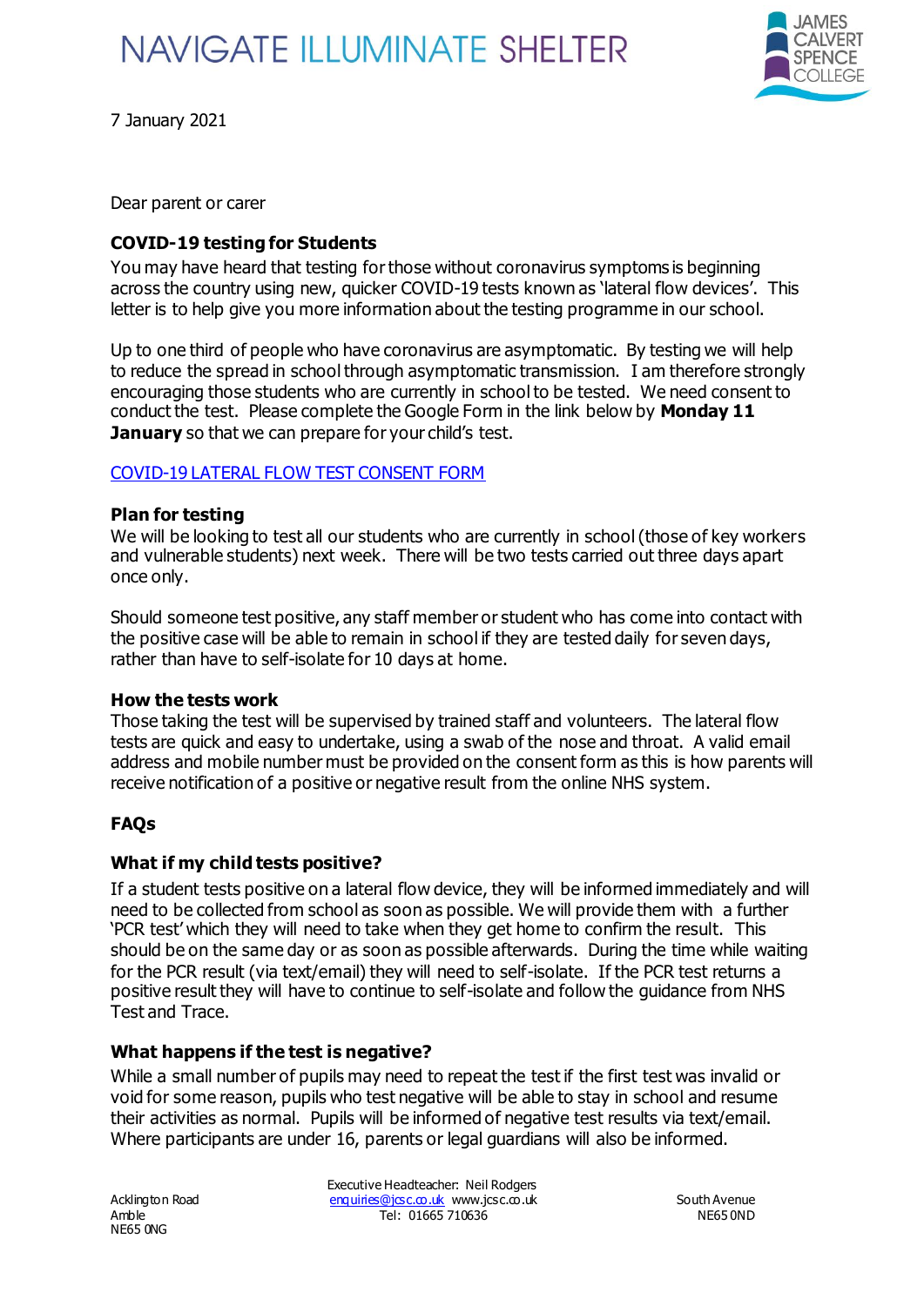NAVIGATE ILLUMINATE SHELTER

JAMES CALVERT SPENCE COLLEGE

7 January 2021

Dear parent or carer

**COVID-19 testing for Students**

You may have heard that testing for those without coronavirus symptoms is beginning across the country using new, quicker COVID-19 tests known as 'lateral flow devices'. This letter is to help give you more information about the testing programme in our school.

Up to one third of people who have coronavirus are asymptomatic. By testing we will help to reduce the spread in school through asymptomatic transmission. I am therefore strongly encouraging those students who are currently in school to be tested. We need consent to conduct the test. Please complete the Google Form in the link below by **Monday 11 January** so that we can prepare for your child's test.

COVID-19 LATERAL FLOW TEST CONSENT FORM

**Plan for testing**

We will be looking to test all our students who are currently in school (those of key workers and vulnerable students) next week. There will be two tests carried out three days apart once only.

Should someone test positive, any staff member or student who has come into contact with the positive case will be able to remain in school if they are tested daily for seven days, rather than have to self-isolate for 10 days at home.

**How the tests work**

Those taking the test will be supervised by trained staff and volunteers. The lateral flow tests are quick and easy to undertake, using a swab of the nose and throat. A valid email address and mobile number must be provided on the consent form as this is how parents will receive notification of a positive or negative result from the online NHS system.

**FAQs**

**What if my child tests positive?**

If a student tests positive on a lateral flow device, they will be informed immediately and will need to be collected from school as soon as possible. We will provide them with a further 'PCR test' which they will need to take when they get home to confirm the result. This should be on the same day or as soon as possible afterwards. During the time while waiting for the PCR result (via text/email) they will need to self-isolate. If the PCR test returns a positive result they will have to continue to self-isolate and follow the guidance from NHS Test and Trace.

**What happens if the test is negative?**

While a small number of pupils may need to repeat the test if the first test was invalid or void for some reason, pupils who test negative will be able to stay in school and resume their activities as normal. Pupils will be informed of negative test results via text/email. Where participants are under 16, parents or legal guardians will also be informed.

Acklington Road
Amble
NE65 0NG

Executive Headteacher: Neil Rodgers
enquiries@jcsc.co.uk www.jcsc.co.uk
Tel: 01665 710636

South Avenue
NE65 0ND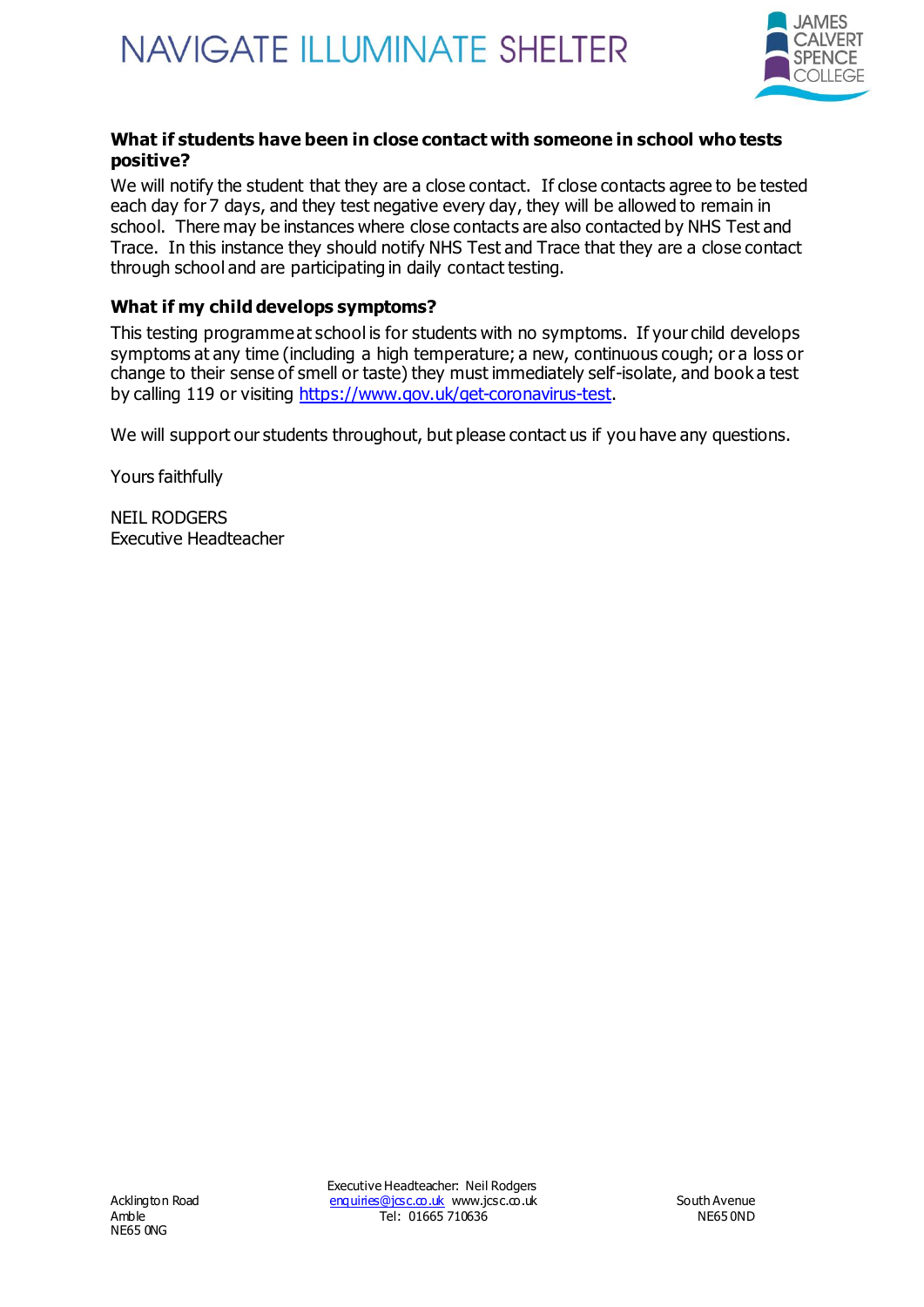**What if students have been in close contact with someone in school who tests positive?**

We will notify the student that they are a close contact. If close contacts agree to be tested each day for 7 days, and they test negative every day, they will be allowed to remain in school. There may be instances where close contacts are also contacted by NHS Test and Trace. In this instance they should notify NHS Test and Trace that they are a close contact through school and are participating in daily contact testing.

**What if my child develops symptoms?**

This testing programme at school is for students with no symptoms. If your child develops symptoms at any time (including a high temperature; a new, continuous cough; or a loss or change to their sense of smell or taste) they must immediately self-isolate, and book a test by calling 119 or visiting https://www.gov.uk/get-coronavirus-test.

We will support our students throughout, but please contact us if you have any questions.

Yours faithfully

NEIL RODGERS
Executive Headteacher